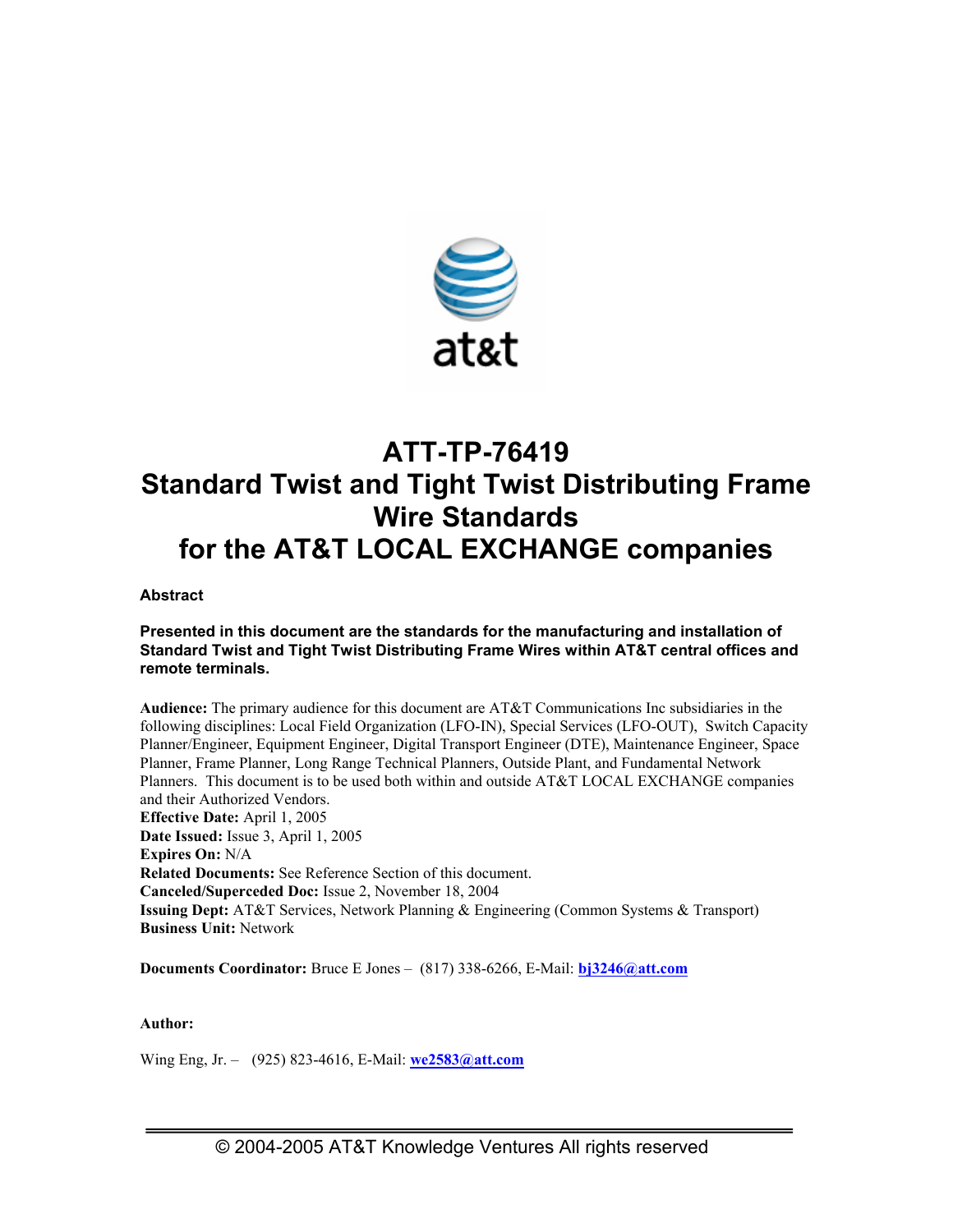# ATT-TP-76419
# Standard Twist and Tight Twist Distributing Frame Wire Standards
# for the AT&T LOCAL EXCHANGE companies

**Abstract**

**Presented in this document are the standards for the manufacturing and installation of Standard Twist and Tight Twist Distributing Frame Wires within AT&T central offices and remote terminals.**

**Audience:** The primary audience for this document are AT&T Communications Inc subsidiaries in the following disciplines: Local Field Organization (LFO-IN), Special Services (LFO-OUT), Switch Capacity Planner/Engineer, Equipment Engineer, Digital Transport Engineer (DTE), Maintenance Engineer, Space Planner, Frame Planner, Long Range Technical Planners, Outside Plant, and Fundamental Network Planners. This document is to be used both within and outside AT&T LOCAL EXCHANGE companies and their Authorized Vendors.
**Effective Date:** April 1, 2005
**Date Issued:** Issue 3, April 1, 2005
**Expires On:** N/A
**Related Documents:** See Reference Section of this document.
**Canceled/Superceded Doc:** Issue 2, November 18, 2004
**Issuing Dept:** AT&T Services, Network Planning & Engineering (Common Systems & Transport)
**Business Unit:** Network

**Documents Coordinator:** Bruce E Jones – (817) 338-6266, E-Mail: **bj3246@att.com**

**Author:**

Wing Eng, Jr. – (925) 823-4616, E-Mail: **we2583@att.com**

© 2004-2005 AT&T Knowledge Ventures All rights reserved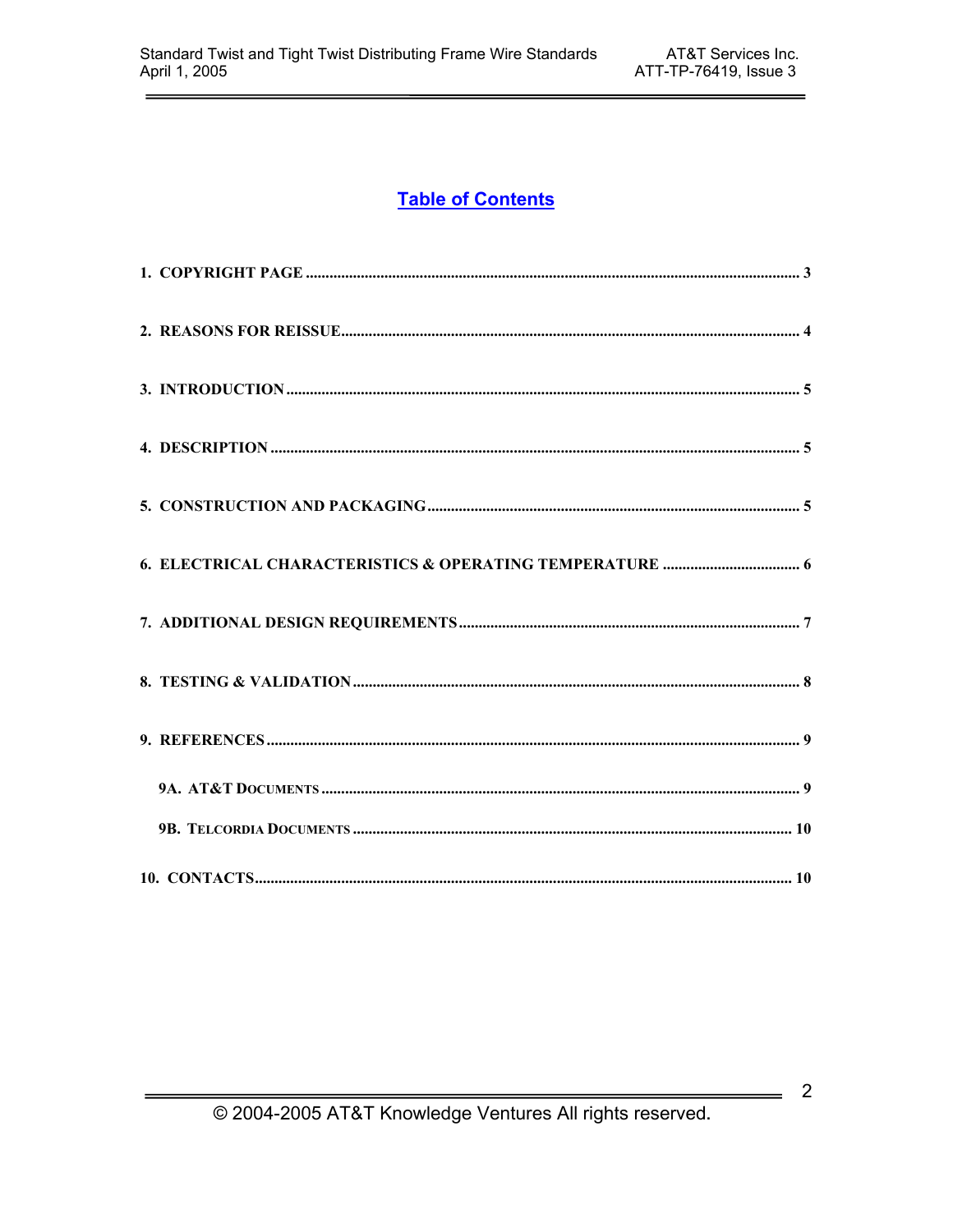# Table of Contents

1. COPYRIGHT PAGE ........................................................................ 3

2. REASONS FOR REISSUE ................................................................. 4

3. INTRODUCTION ........................................................................... 5

4. DESCRIPTION ............................................................................. 5

5. CONSTRUCTION AND PACKAGING ................................................... 5

6. ELECTRICAL CHARACTERISTICS & OPERATING TEMPERATURE ..................... 6

7. ADDITIONAL DESIGN REQUIREMENTS ................................................. 7

8. TESTING & VALIDATION ................................................................ 8

9. REFERENCES ............................................................................. 9

   9A. AT&T DOCUMENTS ................................................................. 9

   9B. TELCORDIA DOCUMENTS .......................................................... 10

10. CONTACTS ............................................................................... 10

© 2004-2005 AT&T Knowledge Ventures All rights reserved.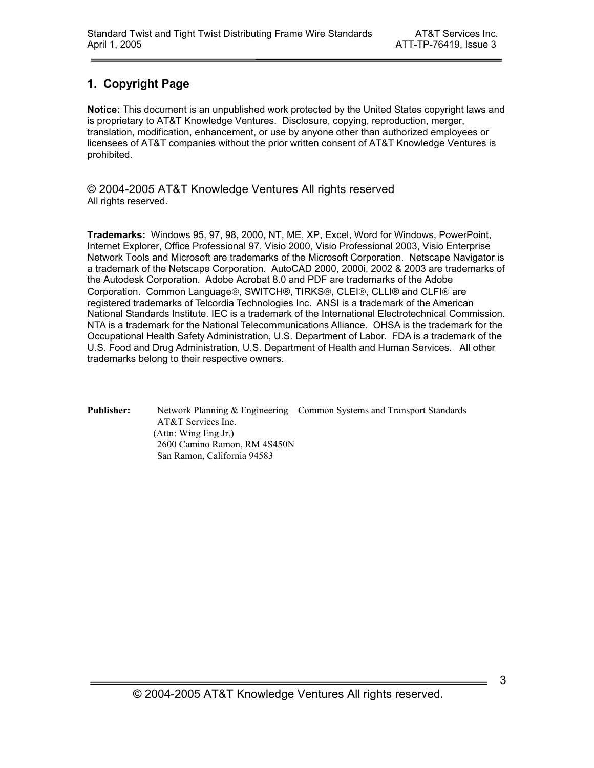# 1. Copyright Page

**Notice:** This document is an unpublished work protected by the United States copyright laws and is proprietary to AT&T Knowledge Ventures. Disclosure, copying, reproduction, merger, translation, modification, enhancement, or use by anyone other than authorized employees or licensees of AT&T companies without the prior written consent of AT&T Knowledge Ventures is prohibited.

© 2004-2005 AT&T Knowledge Ventures All rights reserved
All rights reserved.

**Trademarks:** Windows 95, 97, 98, 2000, NT, ME, XP, Excel, Word for Windows, PowerPoint, Internet Explorer, Office Professional 97, Visio 2000, Visio Professional 2003, Visio Enterprise Network Tools and Microsoft are trademarks of the Microsoft Corporation. Netscape Navigator is a trademark of the Netscape Corporation. AutoCAD 2000, 2000i, 2002 & 2003 are trademarks of the Autodesk Corporation. Adobe Acrobat 8.0 and PDF are trademarks of the Adobe Corporation. Common Language®, SWITCH®, TIRKS®, CLEI®, CLLI® and CLFI® are registered trademarks of Telcordia Technologies Inc. ANSI is a trademark of the American National Standards Institute. IEC is a trademark of the International Electrotechnical Commission. NTA is a trademark for the National Telecommunications Alliance. OHSA is the trademark for the Occupational Health Safety Administration, U.S. Department of Labor. FDA is a trademark of the U.S. Food and Drug Administration, U.S. Department of Health and Human Services. All other trademarks belong to their respective owners.

**Publisher:** Network Planning & Engineering – Common Systems and Transport Standards
AT&T Services Inc.
(Attn: Wing Eng Jr.)
2600 Camino Ramon, RM 4S450N
San Ramon, California 94583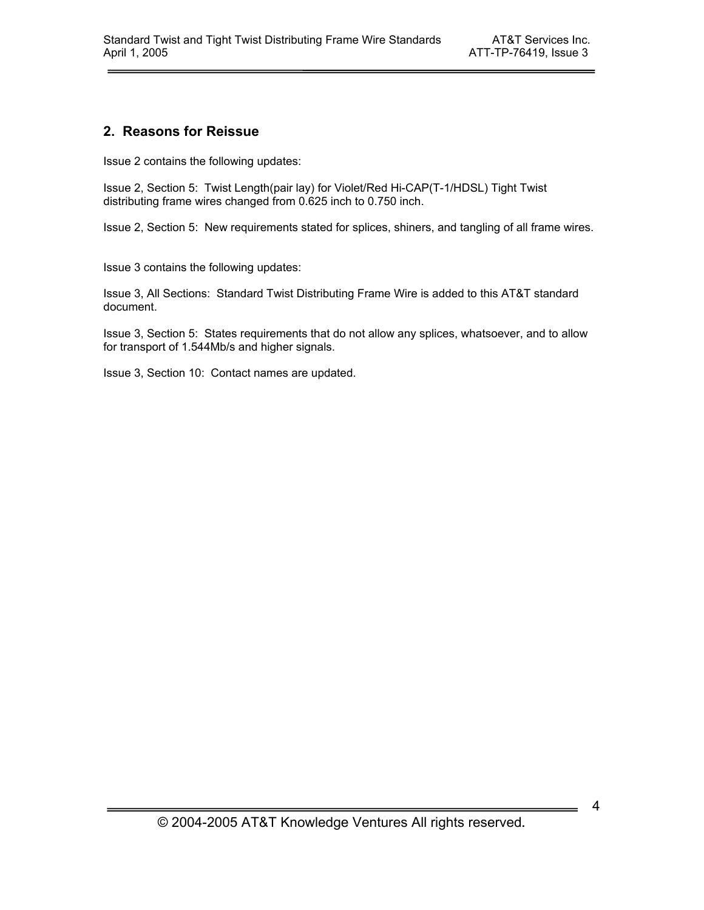## 2. Reasons for Reissue

Issue 2 contains the following updates:

Issue 2, Section 5: Twist Length(pair lay) for Violet/Red Hi-CAP(T-1/HDSL) Tight Twist distributing frame wires changed from 0.625 inch to 0.750 inch.

Issue 2, Section 5: New requirements stated for splices, shiners, and tangling of all frame wires.

Issue 3 contains the following updates:

Issue 3, All Sections: Standard Twist Distributing Frame Wire is added to this AT&T standard document.

Issue 3, Section 5: States requirements that do not allow any splices, whatsoever, and to allow for transport of 1.544Mb/s and higher signals.

Issue 3, Section 10: Contact names are updated.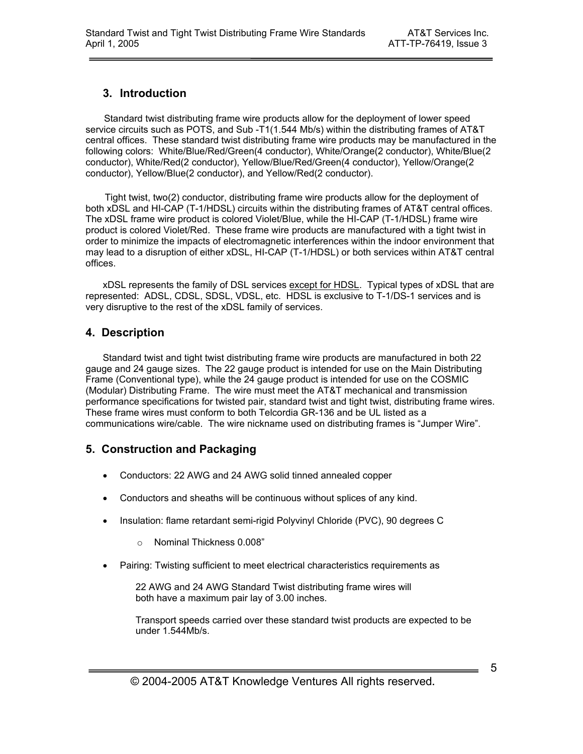## 3. Introduction

Standard twist distributing frame wire products allow for the deployment of lower speed service circuits such as POTS, and Sub -T1(1.544 Mb/s) within the distributing frames of AT&T central offices. These standard twist distributing frame wire products may be manufactured in the following colors: White/Blue/Red/Green(4 conductor), White/Orange(2 conductor), White/Blue(2 conductor), White/Red(2 conductor), Yellow/Blue/Red/Green(4 conductor), Yellow/Orange(2 conductor), Yellow/Blue(2 conductor), and Yellow/Red(2 conductor).

Tight twist, two(2) conductor, distributing frame wire products allow for the deployment of both xDSL and HI-CAP (T-1/HDSL) circuits within the distributing frames of AT&T central offices. The xDSL frame wire product is colored Violet/Blue, while the HI-CAP (T-1/HDSL) frame wire product is colored Violet/Red. These frame wire products are manufactured with a tight twist in order to minimize the impacts of electromagnetic interferences within the indoor environment that may lead to a disruption of either xDSL, HI-CAP (T-1/HDSL) or both services within AT&T central offices.

xDSL represents the family of DSL services except for HDSL. Typical types of xDSL that are represented: ADSL, CDSL, SDSL, VDSL, etc. HDSL is exclusive to T-1/DS-1 services and is very disruptive to the rest of the xDSL family of services.

## 4. Description

Standard twist and tight twist distributing frame wire products are manufactured in both 22 gauge and 24 gauge sizes. The 22 gauge product is intended for use on the Main Distributing Frame (Conventional type), while the 24 gauge product is intended for use on the COSMIC (Modular) Distributing Frame. The wire must meet the AT&T mechanical and transmission performance specifications for twisted pair, standard twist and tight twist, distributing frame wires. These frame wires must conform to both Telcordia GR-136 and be UL listed as a communications wire/cable. The wire nickname used on distributing frames is "Jumper Wire".

## 5. Construction and Packaging

- Conductors: 22 AWG and 24 AWG solid tinned annealed copper
- Conductors and sheaths will be continuous without splices of any kind.
- Insulation: flame retardant semi-rigid Polyvinyl Chloride (PVC), 90 degrees C
  - Nominal Thickness 0.008"
- Pairing: Twisting sufficient to meet electrical characteristics requirements as

  22 AWG and 24 AWG Standard Twist distributing frame wires will both have a maximum pair lay of 3.00 inches.

  Transport speeds carried over these standard twist products are expected to be under 1.544Mb/s.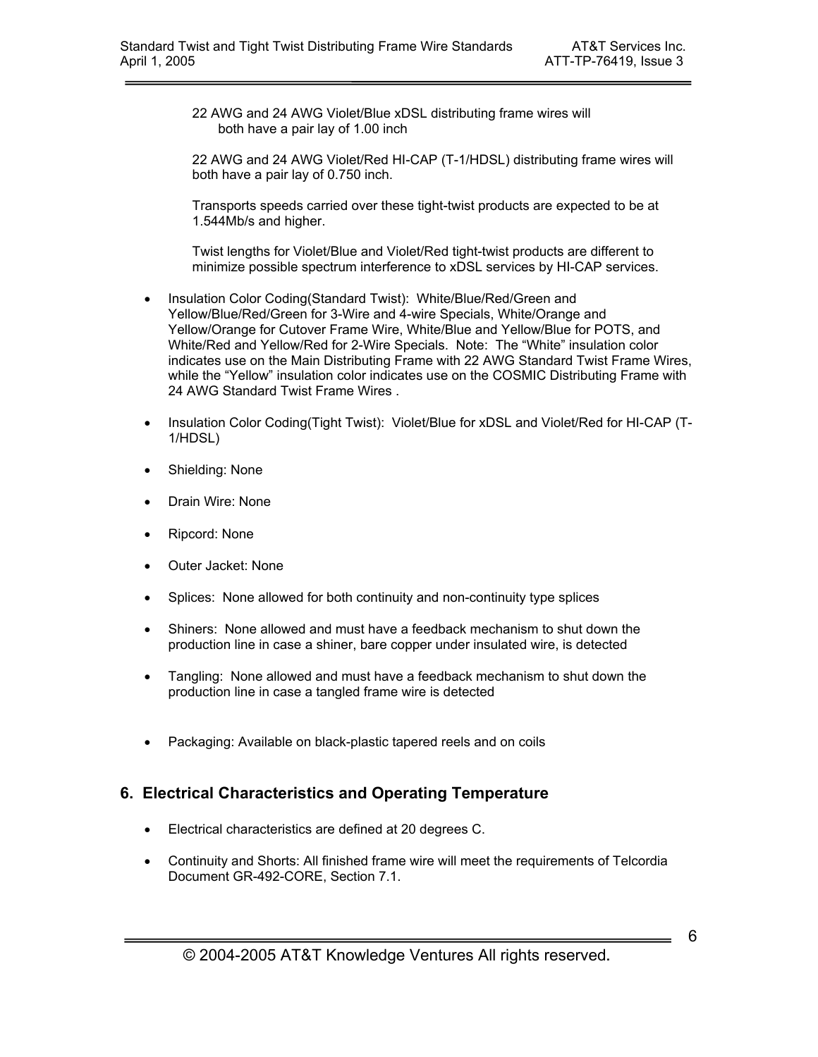22 AWG and 24 AWG Violet/Blue xDSL distributing frame wires will both have a pair lay of 1.00 inch

22 AWG and 24 AWG Violet/Red HI-CAP (T-1/HDSL) distributing frame wires will both have a pair lay of 0.750 inch.

Transports speeds carried over these tight-twist products are expected to be at 1.544Mb/s and higher.

Twist lengths for Violet/Blue and Violet/Red tight-twist products are different to minimize possible spectrum interference to xDSL services by HI-CAP services.

- Insulation Color Coding(Standard Twist): White/Blue/Red/Green and Yellow/Blue/Red/Green for 3-Wire and 4-wire Specials, White/Orange and Yellow/Orange for Cutover Frame Wire, White/Blue and Yellow/Blue for POTS, and White/Red and Yellow/Red for 2-Wire Specials. Note: The “White” insulation color indicates use on the Main Distributing Frame with 22 AWG Standard Twist Frame Wires, while the “Yellow” insulation color indicates use on the COSMIC Distributing Frame with 24 AWG Standard Twist Frame Wires .

- Insulation Color Coding(Tight Twist): Violet/Blue for xDSL and Violet/Red for HI-CAP (T-1/HDSL)

- Shielding: None

- Drain Wire: None

- Ripcord: None

- Outer Jacket: None

- Splices: None allowed for both continuity and non-continuity type splices

- Shiners: None allowed and must have a feedback mechanism to shut down the production line in case a shiner, bare copper under insulated wire, is detected

- Tangling: None allowed and must have a feedback mechanism to shut down the production line in case a tangled frame wire is detected

- Packaging: Available on black-plastic tapered reels and on coils

## 6. Electrical Characteristics and Operating Temperature

- Electrical characteristics are defined at 20 degrees C.

- Continuity and Shorts: All finished frame wire will meet the requirements of Telcordia Document GR-492-CORE, Section 7.1.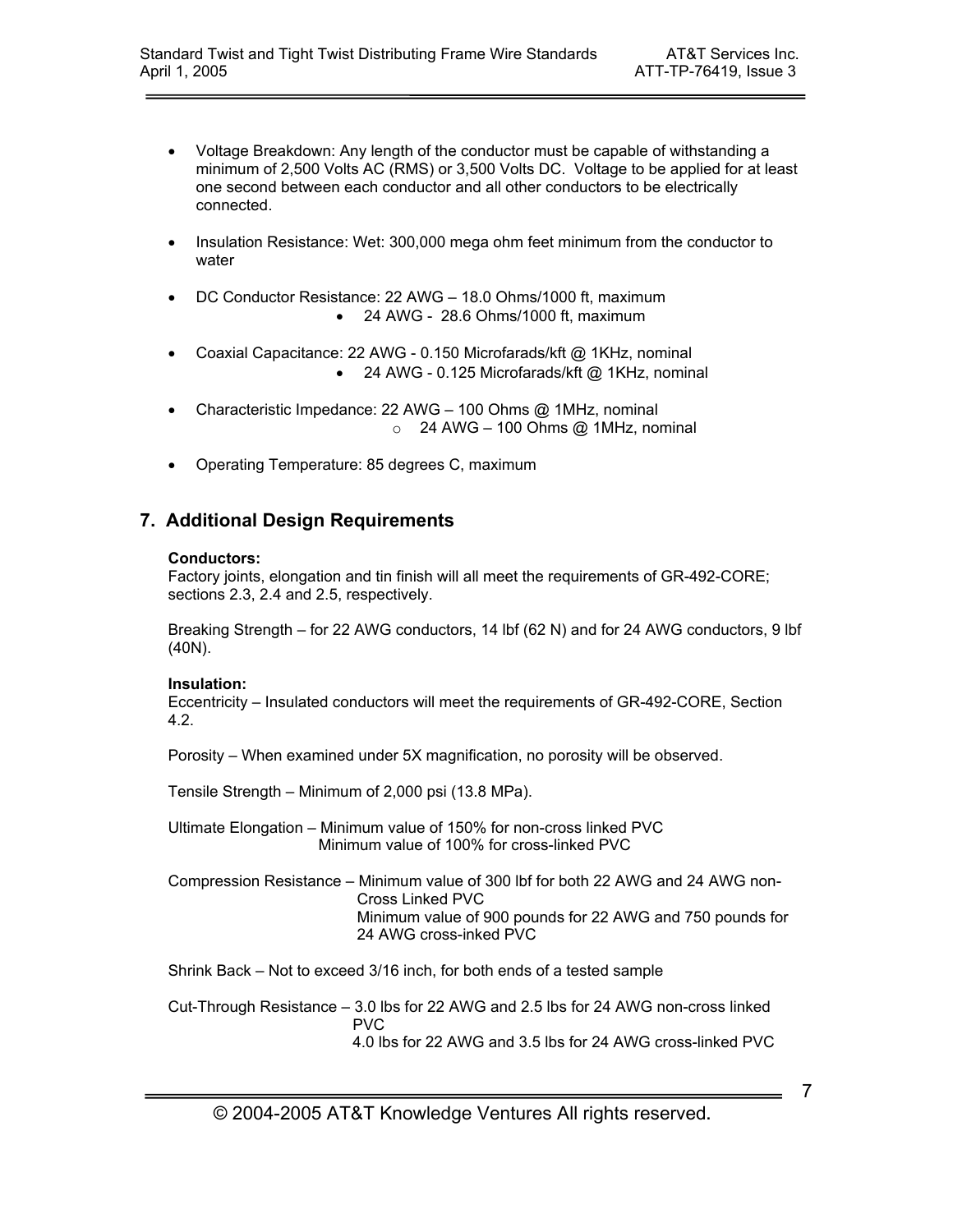- Voltage Breakdown: Any length of the conductor must be capable of withstanding a minimum of 2,500 Volts AC (RMS) or 3,500 Volts DC. Voltage to be applied for at least one second between each conductor and all other conductors to be electrically connected.

- Insulation Resistance: Wet: 300,000 mega ohm feet minimum from the conductor to water

- DC Conductor Resistance: 22 AWG – 18.0 Ohms/1000 ft, maximum
  - 24 AWG - 28.6 Ohms/1000 ft, maximum

- Coaxial Capacitance: 22 AWG - 0.150 Microfarads/kft @ 1KHz, nominal
  - 24 AWG - 0.125 Microfarads/kft @ 1KHz, nominal

- Characteristic Impedance: 22 AWG – 100 Ohms @ 1MHz, nominal
  - 24 AWG – 100 Ohms @ 1MHz, nominal

- Operating Temperature: 85 degrees C, maximum

## 7. Additional Design Requirements

**Conductors:**
Factory joints, elongation and tin finish will all meet the requirements of GR-492-CORE; sections 2.3, 2.4 and 2.5, respectively.

Breaking Strength – for 22 AWG conductors, 14 lbf (62 N) and for 24 AWG conductors, 9 lbf (40N).

**Insulation:**
Eccentricity – Insulated conductors will meet the requirements of GR-492-CORE, Section 4.2.

Porosity – When examined under 5X magnification, no porosity will be observed.

Tensile Strength – Minimum of 2,000 psi (13.8 MPa).

Ultimate Elongation – Minimum value of 150% for non-cross linked PVC
Minimum value of 100% for cross-linked PVC

Compression Resistance – Minimum value of 300 lbf for both 22 AWG and 24 AWG non-Cross Linked PVC
Minimum value of 900 pounds for 22 AWG and 750 pounds for 24 AWG cross-inked PVC

Shrink Back – Not to exceed 3/16 inch, for both ends of a tested sample

Cut-Through Resistance – 3.0 lbs for 22 AWG and 2.5 lbs for 24 AWG non-cross linked PVC
4.0 lbs for 22 AWG and 3.5 lbs for 24 AWG cross-linked PVC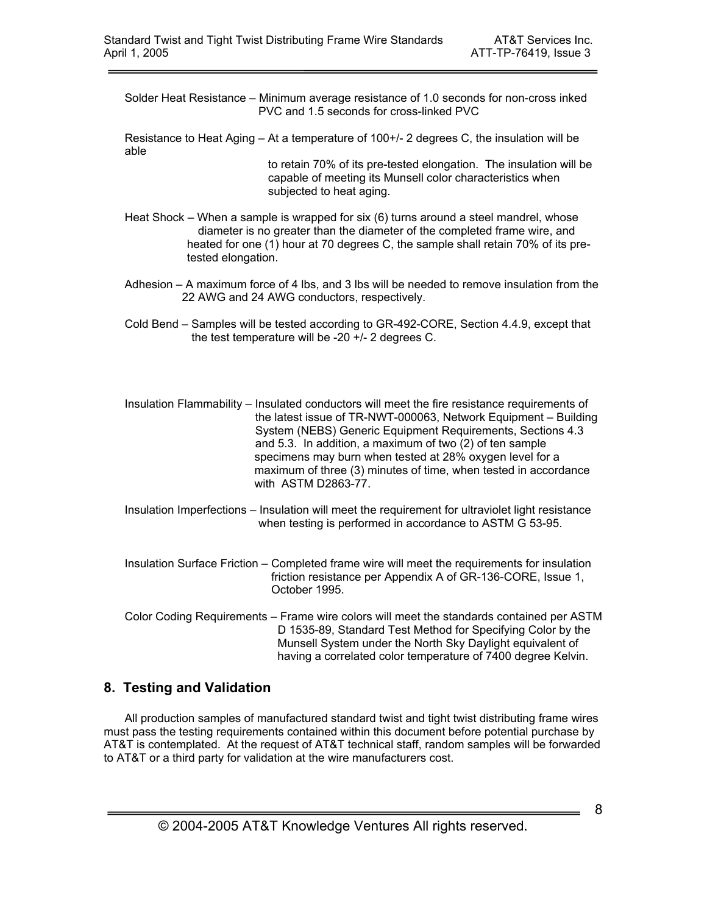Solder Heat Resistance – Minimum average resistance of 1.0 seconds for non-cross inked PVC and 1.5 seconds for cross-linked PVC

Resistance to Heat Aging – At a temperature of 100+/- 2 degrees C, the insulation will be able to retain 70% of its pre-tested elongation. The insulation will be capable of meeting its Munsell color characteristics when subjected to heat aging.

Heat Shock – When a sample is wrapped for six (6) turns around a steel mandrel, whose diameter is no greater than the diameter of the completed frame wire, and heated for one (1) hour at 70 degrees C, the sample shall retain 70% of its pre-tested elongation.

Adhesion – A maximum force of 4 lbs, and 3 lbs will be needed to remove insulation from the 22 AWG and 24 AWG conductors, respectively.

Cold Bend – Samples will be tested according to GR-492-CORE, Section 4.4.9, except that the test temperature will be -20 +/- 2 degrees C.

Insulation Flammability – Insulated conductors will meet the fire resistance requirements of the latest issue of TR-NWT-000063, Network Equipment – Building System (NEBS) Generic Equipment Requirements, Sections 4.3 and 5.3. In addition, a maximum of two (2) of ten sample specimens may burn when tested at 28% oxygen level for a maximum of three (3) minutes of time, when tested in accordance with ASTM D2863-77.

Insulation Imperfections – Insulation will meet the requirement for ultraviolet light resistance when testing is performed in accordance to ASTM G 53-95.

Insulation Surface Friction – Completed frame wire will meet the requirements for insulation friction resistance per Appendix A of GR-136-CORE, Issue 1, October 1995.

Color Coding Requirements – Frame wire colors will meet the standards contained per ASTM D 1535-89, Standard Test Method for Specifying Color by the Munsell System under the North Sky Daylight equivalent of having a correlated color temperature of 7400 degree Kelvin.

## 8. Testing and Validation

All production samples of manufactured standard twist and tight twist distributing frame wires must pass the testing requirements contained within this document before potential purchase by AT&T is contemplated. At the request of AT&T technical staff, random samples will be forwarded to AT&T or a third party for validation at the wire manufacturers cost.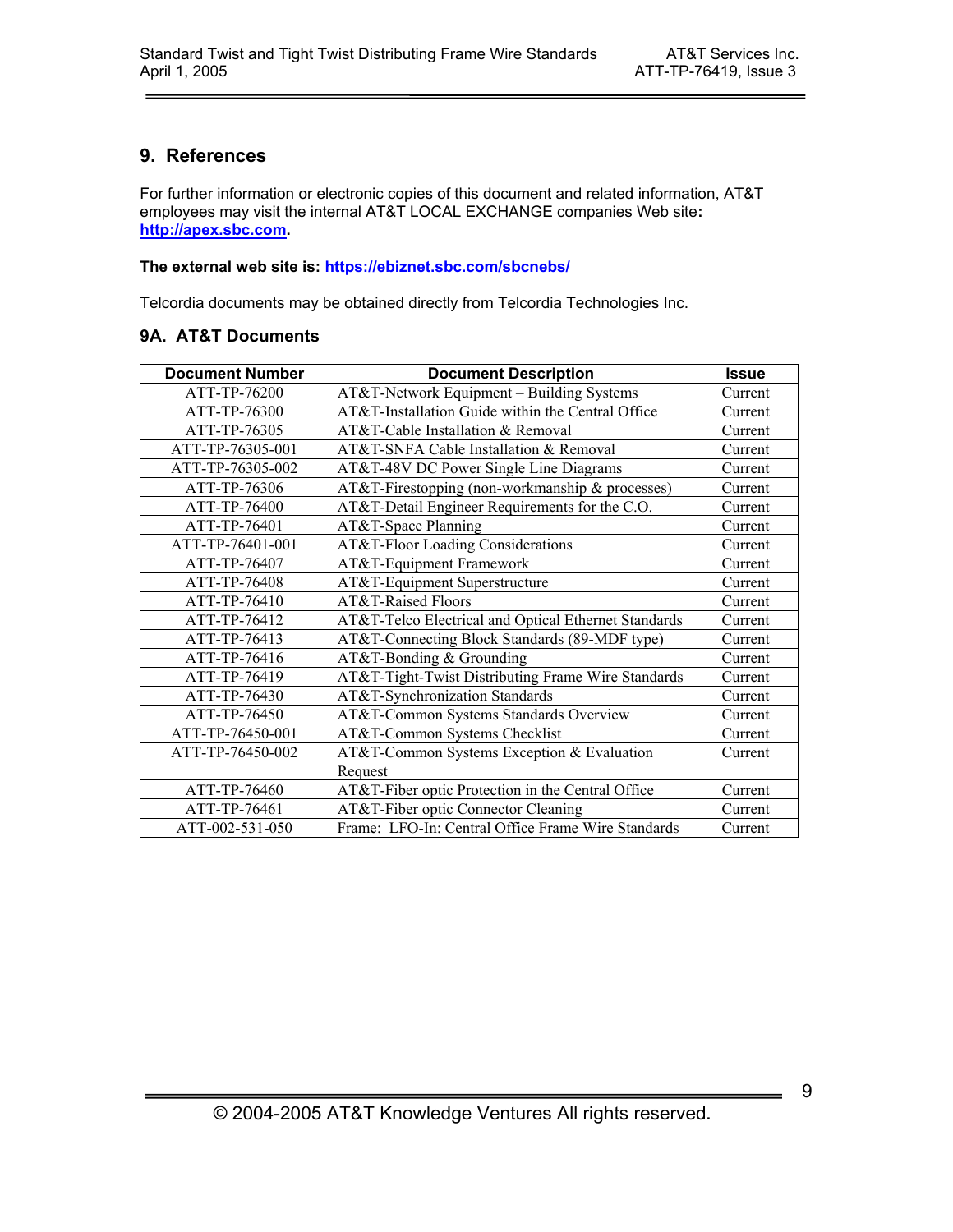## 9. References

For further information or electronic copies of this document and related information, AT&T employees may visit the internal AT&T LOCAL EXCHANGE companies Web site**:** **http://apex.sbc.com**.

**The external web site is: https://ebiznet.sbc.com/sbcnebs/**

Telcordia documents may be obtained directly from Telcordia Technologies Inc.

### 9A. AT&T Documents

| Document Number | Document Description | Issue |
|---|---|---|
| ATT-TP-76200 | AT&T-Network Equipment – Building Systems | Current |
| ATT-TP-76300 | AT&T-Installation Guide within the Central Office | Current |
| ATT-TP-76305 | AT&T-Cable Installation & Removal | Current |
| ATT-TP-76305-001 | AT&T-SNFA Cable Installation & Removal | Current |
| ATT-TP-76305-002 | AT&T-48V DC Power Single Line Diagrams | Current |
| ATT-TP-76306 | AT&T-Firestopping (non-workmanship & processes) | Current |
| ATT-TP-76400 | AT&T-Detail Engineer Requirements for the C.O. | Current |
| ATT-TP-76401 | AT&T-Space Planning | Current |
| ATT-TP-76401-001 | AT&T-Floor Loading Considerations | Current |
| ATT-TP-76407 | AT&T-Equipment Framework | Current |
| ATT-TP-76408 | AT&T-Equipment Superstructure | Current |
| ATT-TP-76410 | AT&T-Raised Floors | Current |
| ATT-TP-76412 | AT&T-Telco Electrical and Optical Ethernet Standards | Current |
| ATT-TP-76413 | AT&T-Connecting Block Standards (89-MDF type) | Current |
| ATT-TP-76416 | AT&T-Bonding & Grounding | Current |
| ATT-TP-76419 | AT&T-Tight-Twist Distributing Frame Wire Standards | Current |
| ATT-TP-76430 | AT&T-Synchronization Standards | Current |
| ATT-TP-76450 | AT&T-Common Systems Standards Overview | Current |
| ATT-TP-76450-001 | AT&T-Common Systems Checklist | Current |
| ATT-TP-76450-002 | AT&T-Common Systems Exception & Evaluation Request | Current |
| ATT-TP-76460 | AT&T-Fiber optic Protection in the Central Office | Current |
| ATT-TP-76461 | AT&T-Fiber optic Connector Cleaning | Current |
| ATT-002-531-050 | Frame: LFO-In: Central Office Frame Wire Standards | Current |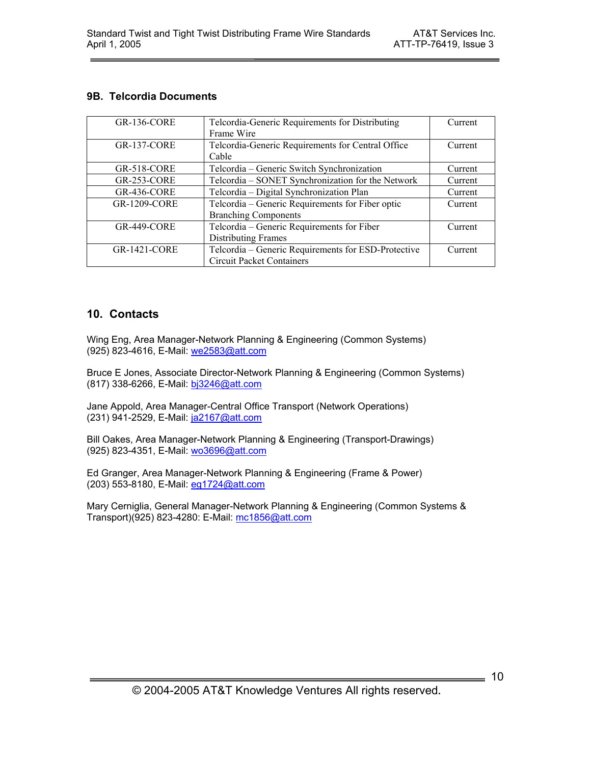### 9B. Telcordia Documents

| | | |
|---|---|---|
| GR-136-CORE | Telcordia-Generic Requirements for Distributing Frame Wire | Current |
| GR-137-CORE | Telcordia-Generic Requirements for Central Office Cable | Current |
| GR-518-CORE | Telcordia – Generic Switch Synchronization | Current |
| GR-253-CORE | Telcordia – SONET Synchronization for the Network | Current |
| GR-436-CORE | Telcordia – Digital Synchronization Plan | Current |
| GR-1209-CORE | Telcordia – Generic Requirements for Fiber optic Branching Components | Current |
| GR-449-CORE | Telcordia – Generic Requirements for Fiber Distributing Frames | Current |
| GR-1421-CORE | Telcordia – Generic Requirements for ESD-Protective Circuit Packet Containers | Current |

## 10. Contacts

Wing Eng, Area Manager-Network Planning & Engineering (Common Systems)
(925) 823-4616, E-Mail: we2583@att.com

Bruce E Jones, Associate Director-Network Planning & Engineering (Common Systems)
(817) 338-6266, E-Mail: bj3246@att.com

Jane Appold, Area Manager-Central Office Transport (Network Operations)
(231) 941-2529, E-Mail: ja2167@att.com

Bill Oakes, Area Manager-Network Planning & Engineering (Transport-Drawings)
(925) 823-4351, E-Mail: wo3696@att.com

Ed Granger, Area Manager-Network Planning & Engineering (Frame & Power)
(203) 553-8180, E-Mail: eg1724@att.com

Mary Cerniglia, General Manager-Network Planning & Engineering (Common Systems & Transport)(925) 823-4280: E-Mail: mc1856@att.com